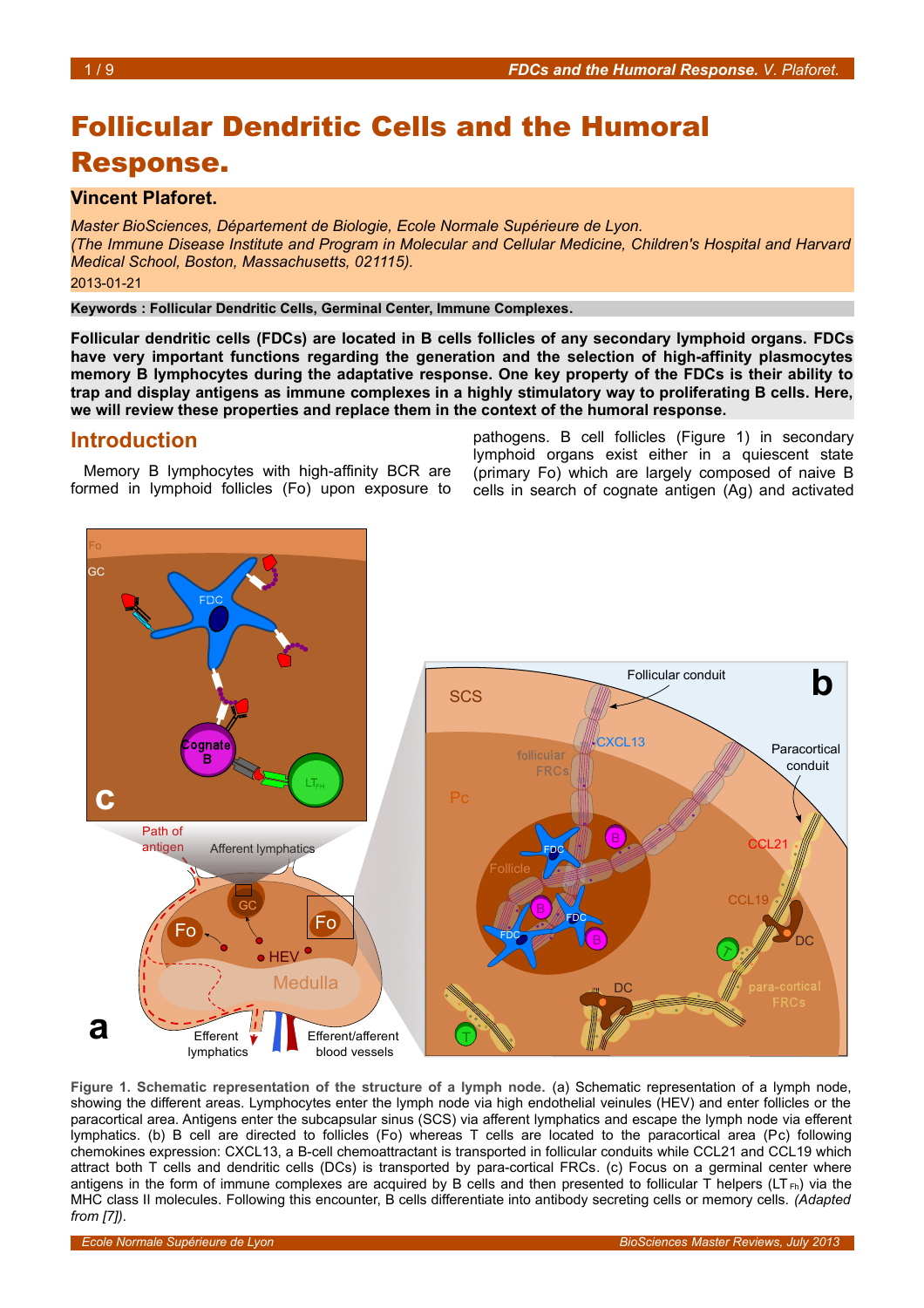# Follicular Dendritic Cells and the Humoral Response.

**Vincent Plaforet.**

*Master BioSciences, Département de Biologie, Ecole Normale Supérieure de Lyon.*
*(The Immune Disease Institute and Program in Molecular and Cellular Medicine, Children's Hospital and Harvard Medical School, Boston, Massachusetts, 021115).*
2013-01-21

**Keywords : Follicular Dendritic Cells, Germinal Center, Immune Complexes.**

**Follicular dendritic cells (FDCs) are located in B cells follicles of any secondary lymphoid organs. FDCs have very important functions regarding the generation and the selection of high-affinity plasmocytes memory B lymphocytes during the adaptative response. One key property of the FDCs is their ability to trap and display antigens as immune complexes in a highly stimulatory way to proliferating B cells. Here, we will review these properties and replace them in the context of the humoral response.**

## Introduction

Memory B lymphocytes with high-affinity BCR are formed in lymphoid follicles (Fo) upon exposure to pathogens. B cell follicles (Figure 1) in secondary lymphoid organs exist either in a quiescent state (primary Fo) which are largely composed of naive B cells in search of cognate antigen (Ag) and activated

**Figure 1. Schematic representation of the structure of a lymph node.** (a) Schematic representation of a lymph node, showing the different areas. Lymphocytes enter the lymph node via high endothelial veinules (HEV) and enter follicles or the paracortical area. Antigens enter the subcapsular sinus (SCS) via afferent lymphatics and escape the lymph node via efferent lymphatics. (b) B cell are directed to follicles (Fo) whereas T cells are located to the paracortical area (Pc) following chemokines expression: CXCL13, a B-cell chemoattractant is transported in follicular conduits while CCL21 and CCL19 which attract both T cells and dendritic cells (DCs) is transported by para-cortical FRCs. (c) Focus on a germinal center where antigens in the form of immune complexes are acquired by B cells and then presented to follicular T helpers ($LT_{Fh}$) via the MHC class II molecules. Following this encounter, B cells differentiate into antibody secreting cells or memory cells. *(Adapted from [7]).*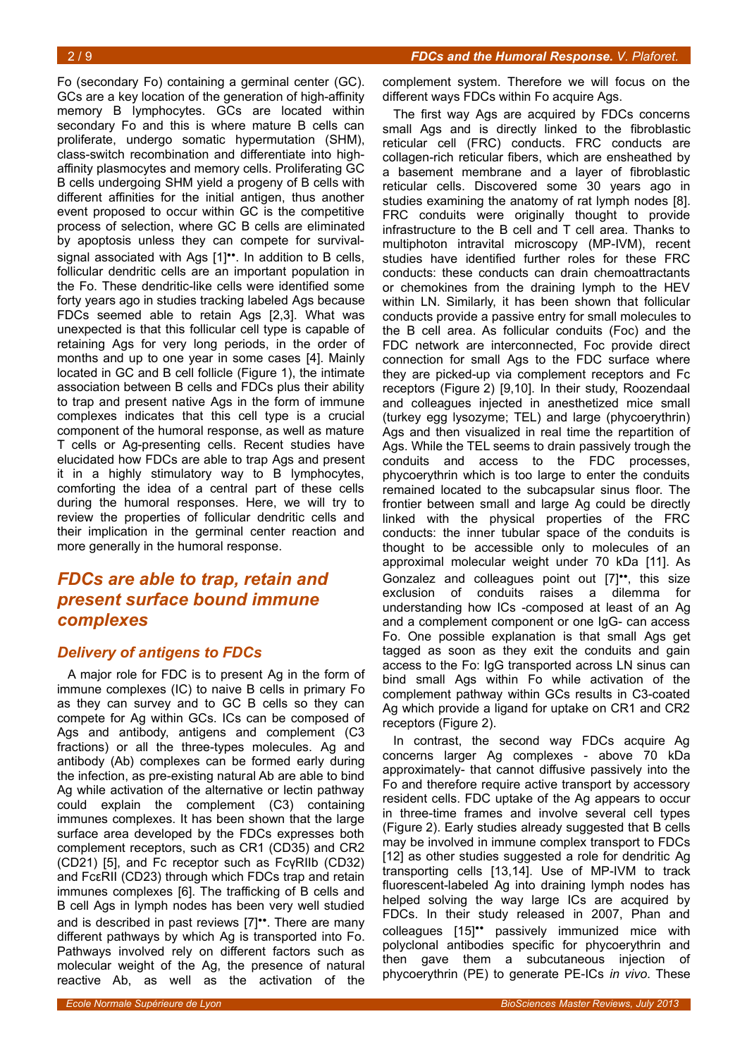Fo (secondary Fo) containing a germinal center (GC). GCs are a key location of the generation of high-affinity memory B lymphocytes. GCs are located within secondary Fo and this is where mature B cells can proliferate, undergo somatic hypermutation (SHM), class-switch recombination and differentiate into high-affinity plasmocytes and memory cells. Proliferating GC B cells undergoing SHM yield a progeny of B cells with different affinities for the initial antigen, thus another event proposed to occur within GC is the competitive process of selection, where GC B cells are eliminated by apoptosis unless they can compete for survival-signal associated with Ags [1]••. In addition to B cells, follicular dendritic cells are an important population in the Fo. These dendritic-like cells were identified some forty years ago in studies tracking labeled Ags because FDCs seemed able to retain Ags [2,3]. What was unexpected is that this follicular cell type is capable of retaining Ags for very long periods, in the order of months and up to one year in some cases [4]. Mainly located in GC and B cell follicle (Figure 1), the intimate association between B cells and FDCs plus their ability to trap and present native Ags in the form of immune complexes indicates that this cell type is a crucial component of the humoral response, as well as mature T cells or Ag-presenting cells. Recent studies have elucidated how FDCs are able to trap Ags and present it in a highly stimulatory way to B lymphocytes, comforting the idea of a central part of these cells during the humoral responses. Here, we will try to review the properties of follicular dendritic cells and their implication in the germinal center reaction and more generally in the humoral response.

## *FDCs are able to trap, retain and present surface bound immune complexes*

### *Delivery of antigens to FDCs*

A major role for FDC is to present Ag in the form of immune complexes (IC) to naive B cells in primary Fo as they can survey and to GC B cells so they can compete for Ag within GCs. ICs can be composed of Ags and antibody, antigens and complement (C3 fractions) or all the three-types molecules. Ag and antibody (Ab) complexes can be formed early during the infection, as pre-existing natural Ab are able to bind Ag while activation of the alternative or lectin pathway could explain the complement (C3) containing immunes complexes. It has been shown that the large surface area developed by the FDCs expresses both complement receptors, such as CR1 (CD35) and CR2 (CD21) [5], and Fc receptor such as FcγRIIb (CD32) and FcεRII (CD23) through which FDCs trap and retain immunes complexes [6]. The trafficking of B cells and B cell Ags in lymph nodes has been very well studied and is described in past reviews [7]••. There are many different pathways by which Ag is transported into Fo. Pathways involved rely on different factors such as molecular weight of the Ag, the presence of natural reactive Ab, as well as the activation of the complement system. Therefore we will focus on the different ways FDCs within Fo acquire Ags.

The first way Ags are acquired by FDCs concerns small Ags and is directly linked to the fibroblastic reticular cell (FRC) conducts. FRC conducts are collagen-rich reticular fibers, which are ensheathed by a basement membrane and a layer of fibroblastic reticular cells. Discovered some 30 years ago in studies examining the anatomy of rat lymph nodes [8]. FRC conduits were originally thought to provide infrastructure to the B cell and T cell area. Thanks to multiphoton intravital microscopy (MP-IVM), recent studies have identified further roles for these FRC conducts: these conducts can drain chemoattractants or chemokines from the draining lymph to the HEV within LN. Similarly, it has been shown that follicular conduits provide a passive entry for small molecules to the B cell area. As follicular conduits (Foc) and the FDC network are interconnected, Foc provide direct connection for small Ags to the FDC surface where they are picked-up via complement receptors and Fc receptors (Figure 2) [9,10]. In their study, Roozendaal and colleagues injected in anesthetized mice small (turkey egg lysozyme; TEL) and large (phycoerythrin) Ags and then visualized in real time the repartition of Ags. While the TEL seems to drain passively trough the conduits and access to the FDC processes, phycoerythrin which is too large to enter the conduits remained located to the subcapsular sinus floor. The frontier between small and large Ag could be directly linked with the physical properties of the FRC conducts: the inner tubular space of the conduits is thought to be accessible only to molecules of an approximal molecular weight under 70 kDa [11]. As Gonzalez and colleagues point out [7]••, this size exclusion of conduits raises a dilemma for understanding how ICs -composed at least of an Ag and a complement component or one IgG- can access Fo. One possible explanation is that small Ags get tagged as soon as they exit the conduits and gain access to the Fo: IgG transported across LN sinus can bind small Ags within Fo while activation of the complement pathway within GCs results in C3-coated Ag which provide a ligand for uptake on CR1 and CR2 receptors (Figure 2).

In contrast, the second way FDCs acquire Ag concerns larger Ag complexes - above 70 kDa approximately- that cannot diffusive passively into the Fo and therefore require active transport by accessory resident cells. FDC uptake of the Ag appears to occur in three-time frames and involve several cell types (Figure 2). Early studies already suggested that B cells may be involved in immune complex transport to FDCs [12] as other studies suggested a role for dendritic Ag transporting cells [13,14]. Use of MP-IVM to track fluorescent-labeled Ag into draining lymph nodes has helped solving the way large ICs are acquired by FDCs. In their study released in 2007, Phan and colleagues [15]•• passively immunized mice with polyclonal antibodies specific for phycoerythrin and then gave them a subcutaneous injection of phycoerythrin (PE) to generate PE-ICs *in vivo*. These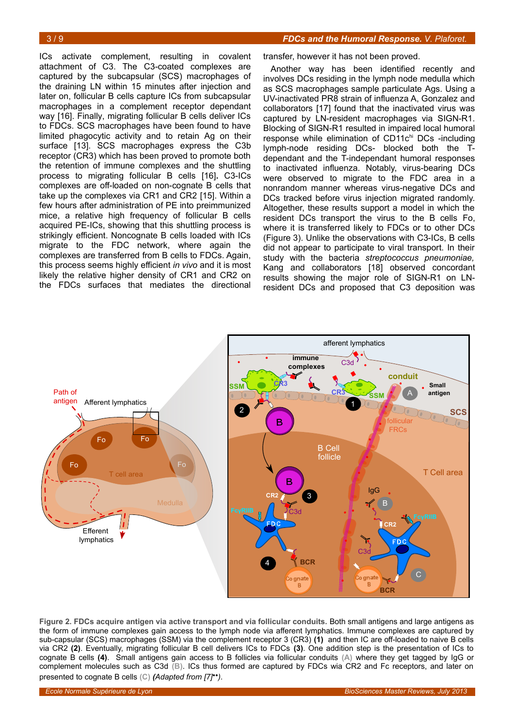ICs activate complement, resulting in covalent attachment of C3. The C3-coated complexes are captured by the subcapsular (SCS) macrophages of the draining LN within 15 minutes after injection and later on, follicular B cells capture ICs from subcapsular macrophages in a complement receptor dependant way [16]. Finally, migrating follicular B cells deliver ICs to FDCs. SCS macrophages have been found to have limited phagocytic activity and to retain Ag on their surface [13]. SCS macrophages express the C3b receptor (CR3) which has been proved to promote both the retention of immune complexes and the shuttling process to migrating follicular B cells [16]**.** C3-ICs complexes are off-loaded on non-cognate B cells that take up the complexes via CR1 and CR2 [15]. Within a few hours after administration of PE into preimmunized mice, a relative high frequency of follicular B cells acquired PE-ICs, showing that this shuttling process is strikingly efficient. Noncognate B cells loaded with ICs migrate to the FDC network, where again the complexes are transferred from B cells to FDCs. Again, this process seems highly efficient *in vivo* and it is most likely the relative higher density of CR1 and CR2 on the FDCs surfaces that mediates the directional transfer, however it has not been proved.

Another way has been identified recently and involves DCs residing in the lymph node medulla which as SCS macrophages sample particulate Ags. Using a UV-inactivated PR8 strain of influenza A, Gonzalez and collaborators [17] found that the inactivated virus was captured by LN-resident macrophages via SIGN-R1. Blocking of SIGN-R1 resulted in impaired local humoral response while elimination of CD11c$^{hi}$ DCs -including lymph-node residing DCs- blocked both the T-dependant and the T-independant humoral responses to inactivated influenza. Notably, virus-bearing DCs were observed to migrate to the FDC area in a nonrandom manner whereas virus-negative DCs and DCs tracked before virus injection migrated randomly. Altogether, these results support a model in which the resident DCs transport the virus to the B cells Fo, where it is transferred likely to FDCs or to other DCs (Figure 3). Unlike the observations with C3-ICs, B cells did not appear to participate to viral transport. In their study with the bacteria *streptococcus pneumoniae,* Kang and collaborators [18] observed concordant results showing the major role of SIGN-R1 on LN-resident DCs and proposed that C3 deposition was

**Figure 2. FDCs acquire antigen via active transport and via follicular conduits.** Both small antigens and large antigens as the form of immune complexes gain access to the lymph node via afferent lymphatics. Immune complexes are captured by sub-capsular (SCS) macrophages (SSM) via the complement receptor 3 (CR3) **(1)** and then IC are off-loaded to naive B cells via CR2 **(2)**. Eventually, migrating follicular B cell delivers ICs to FDCs **(3)**. One addition step is the presentation of ICs to cognate B cells **(4)**. Small antigens gain access to B follicles via follicular conduits **(A)** where they get tagged by IgG or complement molecules such as C3d **(B)**. ICs thus formed are captured by FDCs wia CR2 and Fc receptors, and later on presented to cognate B cells **(C)** *(Adapted from [7]••)*.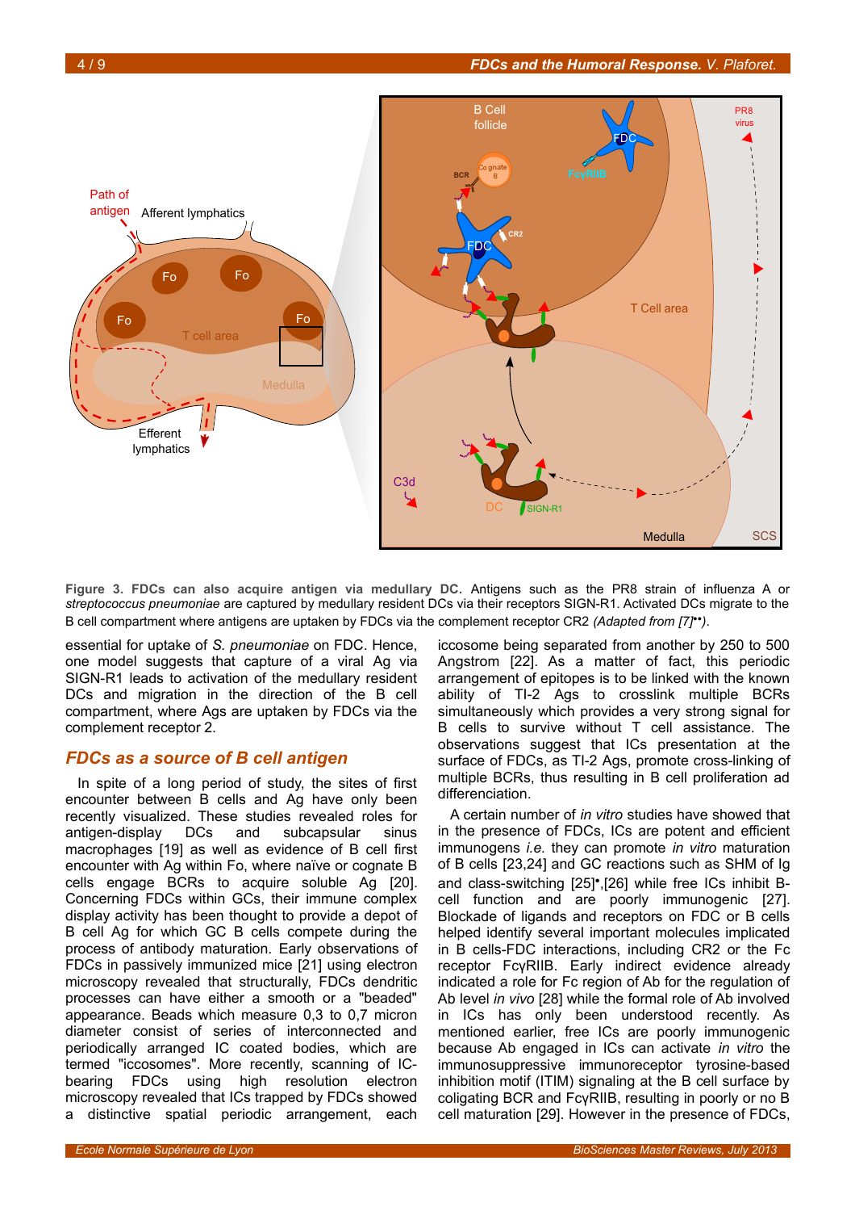**Figure 3. FDCs can also acquire antigen via medullary DC.** Antigens such as the PR8 strain of influenza A or *streptococcus pneumoniae* are captured by medullary resident DCs via their receptors SIGN-R1. Activated DCs migrate to the B cell compartment where antigens are uptaken by FDCs via the complement receptor CR2 *(Adapted from [7]••)*.

essential for uptake of *S. pneumoniae* on FDC. Hence, one model suggests that capture of a viral Ag via SIGN-R1 leads to activation of the medullary resident DCs and migration in the direction of the B cell compartment, where Ags are uptaken by FDCs via the complement receptor 2.

## *FDCs as a source of B cell antigen*

In spite of a long period of study, the sites of first encounter between B cells and Ag have only been recently visualized. These studies revealed roles for antigen-display DCs and subcapsular sinus macrophages [19] as well as evidence of B cell first encounter with Ag within Fo, where naïve or cognate B cells engage BCRs to acquire soluble Ag [20]. Concerning FDCs within GCs, their immune complex display activity has been thought to provide a depot of B cell Ag for which GC B cells compete during the process of antibody maturation. Early observations of FDCs in passively immunized mice [21] using electron microscopy revealed that structurally, FDCs dendritic processes can have either a smooth or a "beaded" appearance. Beads which measure 0,3 to 0,7 micron diameter consist of series of interconnected and periodically arranged IC coated bodies, which are termed "iccosomes". More recently, scanning of IC-bearing FDCs using high resolution electron microscopy revealed that ICs trapped by FDCs showed a distinctive spatial periodic arrangement, each iccosome being separated from another by 250 to 500 Angstrom [22]. As a matter of fact, this periodic arrangement of epitopes is to be linked with the known ability of TI-2 Ags to crosslink multiple BCRs simultaneously which provides a very strong signal for B cells to survive without T cell assistance. The observations suggest that ICs presentation at the surface of FDCs, as TI-2 Ags, promote cross-linking of multiple BCRs, thus resulting in B cell proliferation ad differenciation.

A certain number of *in vitro* studies have showed that in the presence of FDCs, ICs are potent and efficient immunogens *i.e.* they can promote *in vitro* maturation of B cells [23,24] and GC reactions such as SHM of Ig and class-switching [25]•,[26] while free ICs inhibit B-cell function and are poorly immunogenic [27]. Blockade of ligands and receptors on FDC or B cells helped identify several important molecules implicated in B cells-FDC interactions, including CR2 or the Fc receptor FcγRIIB. Early indirect evidence already indicated a role for Fc region of Ab for the regulation of Ab level *in vivo* [28] while the formal role of Ab involved in ICs has only been understood recently. As mentioned earlier, free ICs are poorly immunogenic because Ab engaged in ICs can activate *in vitro* the immunosuppressive immunoreceptor tyrosine-based inhibition motif (ITIM) signaling at the B cell surface by coligating BCR and FcγRIIB, resulting in poorly or no B cell maturation [29]. However in the presence of FDCs,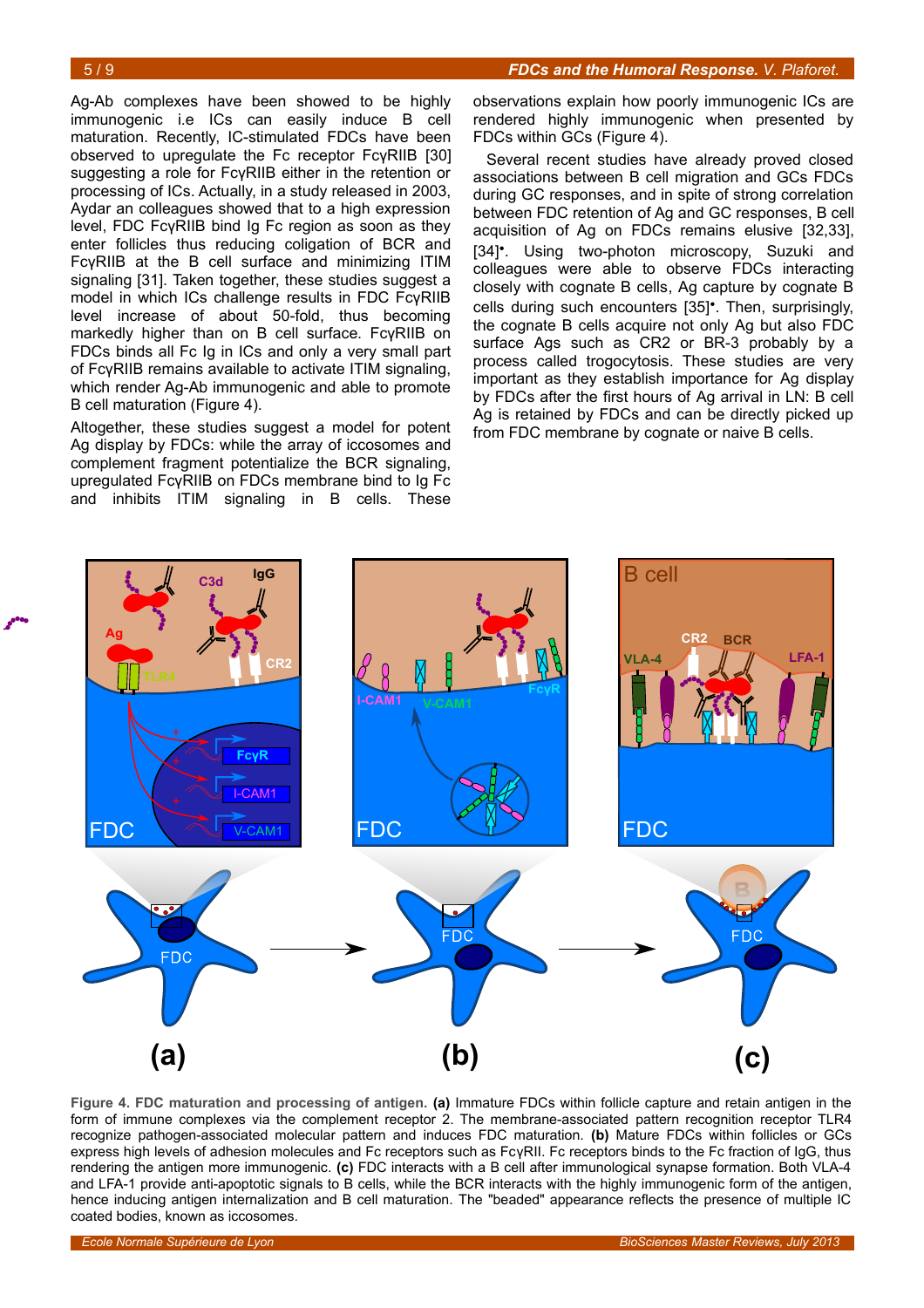Ag-Ab complexes have been showed to be highly immunogenic i.e ICs can easily induce B cell maturation. Recently, IC-stimulated FDCs have been observed to upregulate the Fc receptor FcγRIIB [30] suggesting a role for FcγRIIB either in the retention or processing of ICs. Actually, in a study released in 2003, Aydar an colleagues showed that to a high expression level, FDC FcγRIIB bind Ig Fc region as soon as they enter follicles thus reducing coligation of BCR and FcγRIIB at the B cell surface and minimizing ITIM signaling [31]. Taken together, these studies suggest a model in which ICs challenge results in FDC FcγRIIB level increase of about 50-fold, thus becoming markedly higher than on B cell surface. FcγRIIB on FDCs binds all Fc Ig in ICs and only a very small part of FcγRIIB remains available to activate ITIM signaling, which render Ag-Ab immunogenic and able to promote B cell maturation (Figure 4).

Altogether, these studies suggest a model for potent Ag display by FDCs: while the array of iccosomes and complement fragment potentialize the BCR signaling, upregulated FcγRIIB on FDCs membrane bind to Ig Fc and inhibits ITIM signaling in B cells. These observations explain how poorly immunogenic ICs are rendered highly immunogenic when presented by FDCs within GCs (Figure 4).

Several recent studies have already proved closed associations between B cell migration and GCs FDCs during GC responses, and in spite of strong correlation between FDC retention of Ag and GC responses, B cell acquisition of Ag on FDCs remains elusive [32,33], [34]•. Using two-photon microscopy, Suzuki and colleagues were able to observe FDCs interacting closely with cognate B cells, Ag capture by cognate B cells during such encounters [35]•. Then, surprisingly, the cognate B cells acquire not only Ag but also FDC surface Ags such as CR2 or BR-3 probably by a process called trogocytosis. These studies are very important as they establish importance for Ag display by FDCs after the first hours of Ag arrival in LN: B cell Ag is retained by FDCs and can be directly picked up from FDC membrane by cognate or naive B cells.

**Figure 4. FDC maturation and processing of antigen. (a)** Immature FDCs within follicle capture and retain antigen in the form of immune complexes via the complement receptor 2. The membrane-associated pattern recognition receptor TLR4 recognize pathogen-associated molecular pattern and induces FDC maturation. **(b)** Mature FDCs within follicles or GCs express high levels of adhesion molecules and Fc receptors such as FcγRII. Fc receptors binds to the Fc fraction of IgG, thus rendering the antigen more immunogenic. **(c)** FDC interacts with a B cell after immunological synapse formation. Both VLA-4 and LFA-1 provide anti-apoptotic signals to B cells, while the BCR interacts with the highly immunogenic form of the antigen, hence inducing antigen internalization and B cell maturation. The "beaded" appearance reflects the presence of multiple IC coated bodies, known as iccosomes.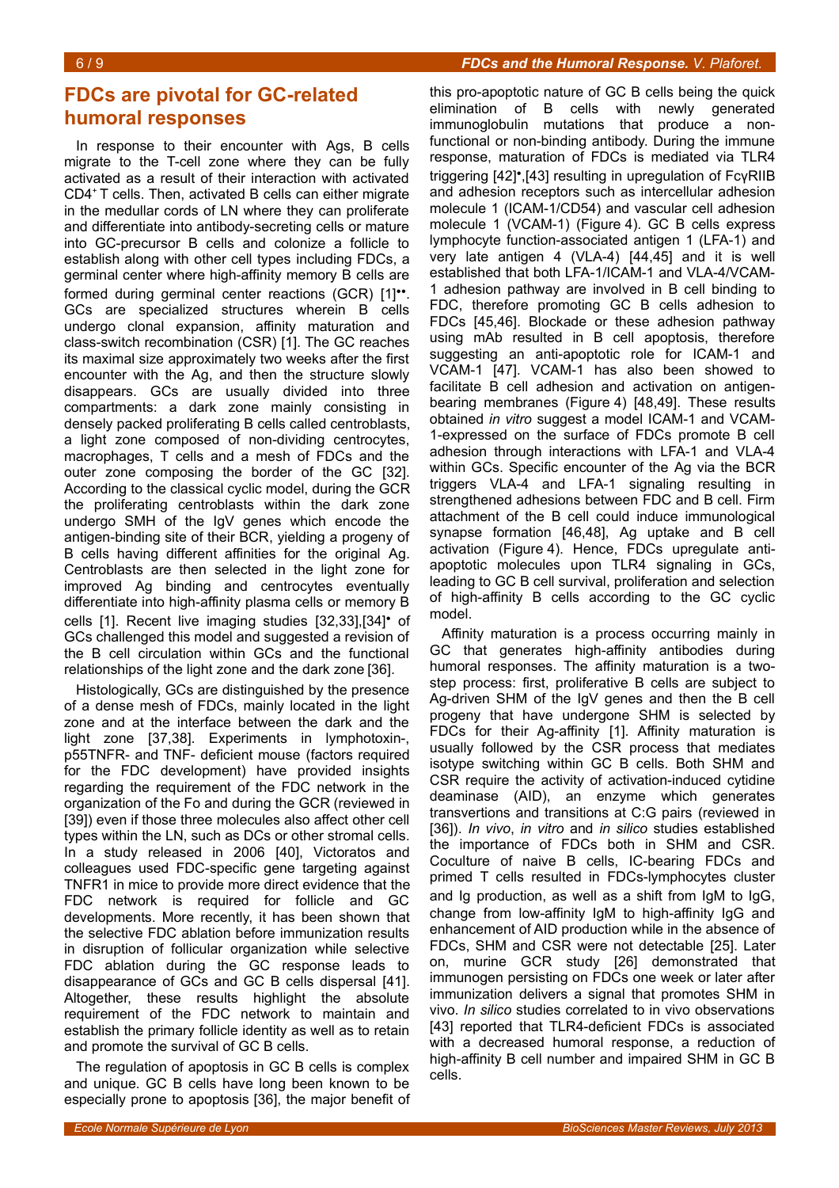## FDCs are pivotal for GC-related humoral responses

In response to their encounter with Ags, B cells migrate to the T-cell zone where they can be fully activated as a result of their interaction with activated CD4$^+$ T cells. Then, activated B cells can either migrate in the medullar cords of LN where they can proliferate and differentiate into antibody-secreting cells or mature into GC-precursor B cells and colonize a follicle to establish along with other cell types including FDCs, a germinal center where high-affinity memory B cells are formed during germinal center reactions (GCR) [1]••. GCs are specialized structures wherein B cells undergo clonal expansion, affinity maturation and class-switch recombination (CSR) [1]. The GC reaches its maximal size approximately two weeks after the first encounter with the Ag, and then the structure slowly disappears. GCs are usually divided into three compartments: a dark zone mainly consisting in densely packed proliferating B cells called centroblasts, a light zone composed of non-dividing centrocytes, macrophages, T cells and a mesh of FDCs and the outer zone composing the border of the GC [32]. According to the classical cyclic model, during the GCR the proliferating centroblasts within the dark zone undergo SMH of the IgV genes which encode the antigen-binding site of their BCR, yielding a progeny of B cells having different affinities for the original Ag. Centroblasts are then selected in the light zone for improved Ag binding and centrocytes eventually differentiate into high-affinity plasma cells or memory B cells [1]. Recent live imaging studies [32,33],[34]• of GCs challenged this model and suggested a revision of the B cell circulation within GCs and the functional relationships of the light zone and the dark zone [36].

Histologically, GCs are distinguished by the presence of a dense mesh of FDCs, mainly located in the light zone and at the interface between the dark and the light zone [37,38]. Experiments in lymphotoxin-, p55TNFR- and TNF- deficient mouse (factors required for the FDC development) have provided insights regarding the requirement of the FDC network in the organization of the Fo and during the GCR (reviewed in [39]) even if those three molecules also affect other cell types within the LN, such as DCs or other stromal cells. In a study released in 2006 [40], Victoratos and colleagues used FDC-specific gene targeting against TNFR1 in mice to provide more direct evidence that the FDC network is required for follicle and GC developments. More recently, it has been shown that the selective FDC ablation before immunization results in disruption of follicular organization while selective FDC ablation during the GC response leads to disappearance of GCs and GC B cells dispersal [41]. Altogether, these results highlight the absolute requirement of the FDC network to maintain and establish the primary follicle identity as well as to retain and promote the survival of GC B cells.

The regulation of apoptosis in GC B cells is complex and unique. GC B cells have long been known to be especially prone to apoptosis [36], the major benefit of this pro-apoptotic nature of GC B cells being the quick elimination of B cells with newly generated immunoglobulin mutations that produce a non-functional or non-binding antibody. During the immune response, maturation of FDCs is mediated via TLR4 triggering [42]•,[43] resulting in upregulation of FcγRIIB and adhesion receptors such as intercellular adhesion molecule 1 (ICAM-1/CD54) and vascular cell adhesion molecule 1 (VCAM-1) (Figure 4). GC B cells express lymphocyte function-associated antigen 1 (LFA-1) and very late antigen 4 (VLA-4) [44,45] and it is well established that both LFA-1/ICAM-1 and VLA-4/VCAM-1 adhesion pathway are involved in B cell binding to FDC, therefore promoting GC B cells adhesion to FDCs [45,46]. Blockade or these adhesion pathway using mAb resulted in B cell apoptosis, therefore suggesting an anti-apoptotic role for ICAM-1 and VCAM-1 [47]. VCAM-1 has also been showed to facilitate B cell adhesion and activation on antigen-bearing membranes (Figure 4) [48,49]. These results obtained *in vitro* suggest a model ICAM-1 and VCAM-1-expressed on the surface of FDCs promote B cell adhesion through interactions with LFA-1 and VLA-4 within GCs. Specific encounter of the Ag via the BCR triggers VLA-4 and LFA-1 signaling resulting in strengthened adhesions between FDC and B cell. Firm attachment of the B cell could induce immunological synapse formation [46,48], Ag uptake and B cell activation (Figure 4). Hence, FDCs upregulate anti-apoptotic molecules upon TLR4 signaling in GCs, leading to GC B cell survival, proliferation and selection of high-affinity B cells according to the GC cyclic model.

Affinity maturation is a process occurring mainly in GC that generates high-affinity antibodies during humoral responses. The affinity maturation is a two-step process: first, proliferative B cells are subject to Ag-driven SHM of the IgV genes and then the B cell progeny that have undergone SHM is selected by FDCs for their Ag-affinity [1]. Affinity maturation is usually followed by the CSR process that mediates isotype switching within GC B cells. Both SHM and CSR require the activity of activation-induced cytidine deaminase (AID), an enzyme which generates transvertions and transitions at C:G pairs (reviewed in [36]). *In vivo*, *in vitro* and *in silico* studies established the importance of FDCs both in SHM and CSR. Coculture of naive B cells, IC-bearing FDCs and primed T cells resulted in FDCs-lymphocytes cluster and Ig production, as well as a shift from IgM to IgG, change from low-affinity IgM to high-affinity IgG and enhancement of AID production while in the absence of FDCs, SHM and CSR were not detectable [25]. Later on, murine GCR study [26] demonstrated that immunogen persisting on FDCs one week or later after immunization delivers a signal that promotes SHM in vivo. *In silico* studies correlated to in vivo observations [43] reported that TLR4-deficient FDCs is associated with a decreased humoral response, a reduction of high-affinity B cell number and impaired SHM in GC B cells.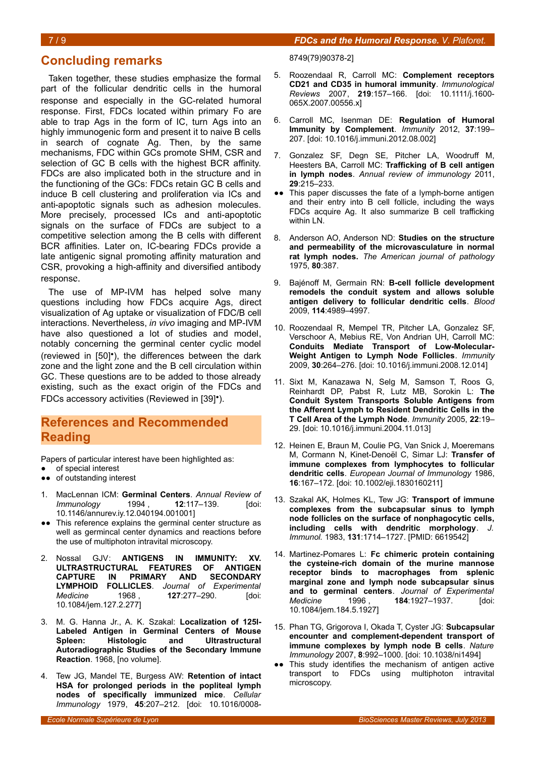## Concluding remarks

Taken together, these studies emphasize the formal part of the follicular dendritic cells in the humoral response and especially in the GC-related humoral response. First, FDCs located within primary Fo are able to trap Ags in the form of IC, turn Ags into an highly immunogenic form and present it to naive B cells in search of cognate Ag. Then, by the same mechanisms, FDC within GCs promote SHM, CSR and selection of GC B cells with the highest BCR affinity. FDCs are also implicated both in the structure and in the functioning of the GCs: FDCs retain GC B cells and induce B cell clustering and proliferation via ICs and anti-apoptotic signals such as adhesion molecules. More precisely, processed ICs and anti-apoptotic signals on the surface of FDCs are subject to a competitive selection among the B cells with different BCR affinities. Later on, IC-bearing FDCs provide a late antigenic signal promoting affinity maturation and CSR, provoking a high-affinity and diversified antibody response.

The use of MP-IVM has helped solve many questions including how FDCs acquire Ags, direct visualization of Ag uptake or visualization of FDC/B cell interactions. Nevertheless, *in vivo* imaging and MP-IVM have also questioned a lot of studies and model, notably concerning the germinal center cyclic model (reviewed in [50]•), the differences between the dark zone and the light zone and the B cell circulation within GC. These questions are to be added to those already existing, such as the exact origin of the FDCs and FDCs accessory activities (Reviewed in [39]•).

## References and Recommended Reading

Papers of particular interest have been highlighted as:
- ● of special interest
- ●● of outstanding interest

1. MacLennan ICM: **Germinal Centers**. *Annual Review of Immunology* 1994 , **12**:117–139. [doi: 10.1146/annurev.iy.12.040194.001001]
   ●● This reference explains the germinal center structure as well as germincal center dynamics and reactions before the use of multiphoton intravital microscopy.
2. Nossal GJV: **ANTIGENS IN IMMUNITY: XV. ULTRASTRUCTURAL FEATURES OF ANTIGEN CAPTURE IN PRIMARY AND SECONDARY LYMPHOID FOLLICLES**. *Journal of Experimental Medicine* 1968 , **127**:277–290. [doi: 10.1084/jem.127.2.277]
3. M. G. Hanna Jr., A. K. Szakal: **Localization of 125I-Labeled Antigen in Germinal Centers of Mouse Spleen: Histologic and Ultrastructural Autoradiographic Studies of the Secondary Immune Reaction**. 1968, [no volume].
4. Tew JG, Mandel TE, Burgess AW: **Retention of intact HSA for prolonged periods in the popliteal lymph nodes of specifically immunized mice**. *Cellular Immunology* 1979, **45**:207–212. [doi: 10.1016/0008-8749(79)90378-2]
5. Roozendaal R, Carroll MC: **Complement receptors CD21 and CD35 in humoral immunity**. *Immunological Reviews* 2007, **219**:157–166. [doi: 10.1111/j.1600-065X.2007.00556.x]
6. Carroll MC, Isenman DE: **Regulation of Humoral Immunity by Complement**. *Immunity* 2012, **37**:199–207. [doi: 10.1016/j.immuni.2012.08.002]
7. Gonzalez SF, Degn SE, Pitcher LA, Woodruff M, Heesters BA, Carroll MC: **Trafficking of B cell antigen in lymph nodes**. *Annual review of immunology* 2011, **29**:215–233.
   ●● This paper discusses the fate of a lymph-borne antigen and their entry into B cell follicle, including the ways FDCs acquire Ag. It also summarize B cell trafficking within LN.
8. Anderson AO, Anderson ND: **Studies on the structure and permeability of the microvasculature in normal rat lymph nodes.** *The American journal of pathology* 1975, **80**:387.
9. Bajénoff M, Germain RN: **B-cell follicle development remodels the conduit system and allows soluble antigen delivery to follicular dendritic cells**. *Blood* 2009, **114**:4989–4997.
10. Roozendaal R, Mempel TR, Pitcher LA, Gonzalez SF, Verschoor A, Mebius RE, Von Andrian UH, Carroll MC: **Conduits Mediate Transport of Low-Molecular-Weight Antigen to Lymph Node Follicles**. *Immunity* 2009, **30**:264–276. [doi: 10.1016/j.immuni.2008.12.014]
11. Sixt M, Kanazawa N, Selg M, Samson T, Roos G, Reinhardt DP, Pabst R, Lutz MB, Sorokin L: **The Conduit System Transports Soluble Antigens from the Afferent Lymph to Resident Dendritic Cells in the T Cell Area of the Lymph Node**. *Immunity* 2005, **22**:19–29. [doi: 10.1016/j.immuni.2004.11.013]
12. Heinen E, Braun M, Coulie PG, Van Snick J, Moeremans M, Cormann N, Kinet-Denoël C, Simar LJ: **Transfer of immune complexes from lymphocytes to follicular dendritic cells**. *European Journal of Immunology* 1986, **16**:167–172. [doi: 10.1002/eji.1830160211]
13. Szakal AK, Holmes KL, Tew JG: **Transport of immune complexes from the subcapsular sinus to lymph node follicles on the surface of nonphagocytic cells, including cells with dendritic morphology**. *J. Immunol.* 1983, **131**:1714–1727. [PMID: 6619542]
14. Martinez-Pomares L: **Fc chimeric protein containing the cysteine-rich domain of the murine mannose receptor binds to macrophages from splenic marginal zone and lymph node subcapsular sinus and to germinal centers**. *Journal of Experimental Medicine* 1996 , **184**:1927–1937. [doi: 10.1084/jem.184.5.1927]
15. Phan TG, Grigorova I, Okada T, Cyster JG: **Subcapsular encounter and complement-dependent transport of immune complexes by lymph node B cells**. *Nature Immunology* 2007, **8**:992–1000. [doi: 10.1038/ni1494]
   ●● This study identifies the mechanism of antigen active transport to FDCs using multiphoton intravital microscopy.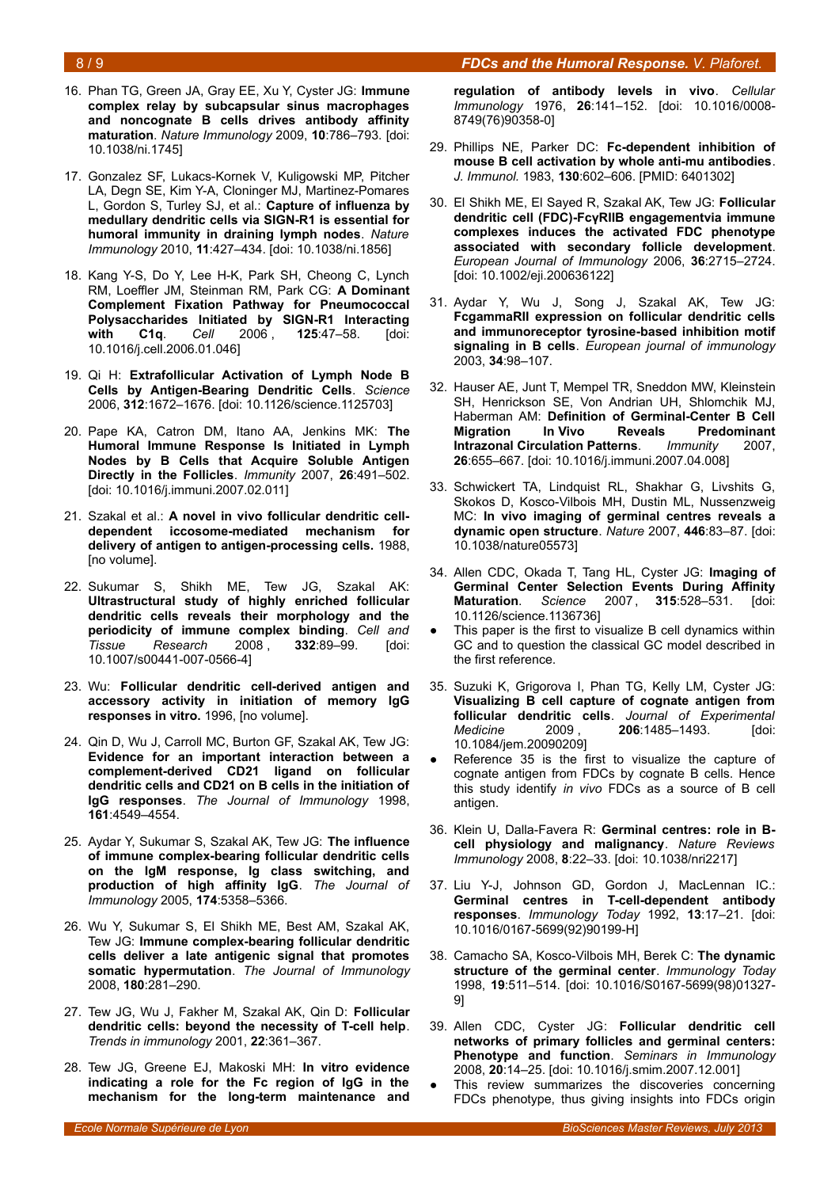16. Phan TG, Green JA, Gray EE, Xu Y, Cyster JG: **Immune complex relay by subcapsular sinus macrophages and noncognate B cells drives antibody affinity maturation**. *Nature Immunology* 2009, **10**:786–793. [doi: 10.1038/ni.1745]

17. Gonzalez SF, Lukacs-Kornek V, Kuligowski MP, Pitcher LA, Degn SE, Kim Y-A, Cloninger MJ, Martinez-Pomares L, Gordon S, Turley SJ, et al.: **Capture of influenza by medullary dendritic cells via SIGN-R1 is essential for humoral immunity in draining lymph nodes**. *Nature Immunology* 2010, **11**:427–434. [doi: 10.1038/ni.1856]

18. Kang Y-S, Do Y, Lee H-K, Park SH, Cheong C, Lynch RM, Loeffler JM, Steinman RM, Park CG: **A Dominant Complement Fixation Pathway for Pneumococcal Polysaccharides Initiated by SIGN-R1 Interacting with C1q**. *Cell* 2006, **125**:47–58. [doi: 10.1016/j.cell.2006.01.046]

19. Qi H: **Extrafollicular Activation of Lymph Node B Cells by Antigen-Bearing Dendritic Cells**. *Science* 2006, **312**:1672–1676. [doi: 10.1126/science.1125703]

20. Pape KA, Catron DM, Itano AA, Jenkins MK: **The Humoral Immune Response Is Initiated in Lymph Nodes by B Cells that Acquire Soluble Antigen Directly in the Follicles**. *Immunity* 2007, **26**:491–502. [doi: 10.1016/j.immuni.2007.02.011]

21. Szakal et al.: **A novel in vivo follicular dendritic cell-dependent iccosome-mediated mechanism for delivery of antigen to antigen-processing cells.** 1988, [no volume].

22. Sukumar S, Shikh ME, Tew JG, Szakal AK: **Ultrastructural study of highly enriched follicular dendritic cells reveals their morphology and the periodicity of immune complex binding**. *Cell and Tissue Research* 2008, **332**:89–99. [doi: 10.1007/s00441-007-0566-4]

23. Wu: **Follicular dendritic cell-derived antigen and accessory activity in initiation of memory IgG responses in vitro.** 1996, [no volume].

24. Qin D, Wu J, Carroll MC, Burton GF, Szakal AK, Tew JG: **Evidence for an important interaction between a complement-derived CD21 ligand on follicular dendritic cells and CD21 on B cells in the initiation of IgG responses**. *The Journal of Immunology* 1998, **161**:4549–4554.

25. Aydar Y, Sukumar S, Szakal AK, Tew JG: **The influence of immune complex-bearing follicular dendritic cells on the IgM response, Ig class switching, and production of high affinity IgG**. *The Journal of Immunology* 2005, **174**:5358–5366.

26. Wu Y, Sukumar S, El Shikh ME, Best AM, Szakal AK, Tew JG: **Immune complex-bearing follicular dendritic cells deliver a late antigenic signal that promotes somatic hypermutation**. *The Journal of Immunology* 2008, **180**:281–290.

27. Tew JG, Wu J, Fakher M, Szakal AK, Qin D: **Follicular dendritic cells: beyond the necessity of T-cell help**. *Trends in immunology* 2001, **22**:361–367.

28. Tew JG, Greene EJ, Makoski MH: **In vitro evidence indicating a role for the Fc region of IgG in the mechanism for the long-term maintenance and regulation of antibody levels in vivo**. *Cellular Immunology* 1976, **26**:141–152. [doi: 10.1016/0008-8749(76)90358-0]

29. Phillips NE, Parker DC: **Fc-dependent inhibition of mouse B cell activation by whole anti-mu antibodies**. *J. Immunol.* 1983, **130**:602–606. [PMID: 6401302]

30. El Shikh ME, El Sayed R, Szakal AK, Tew JG: **Follicular dendritic cell (FDC)-FcγRIIB engagementvia immune complexes induces the activated FDC phenotype associated with secondary follicle development**. *European Journal of Immunology* 2006, **36**:2715–2724. [doi: 10.1002/eji.200636122]

31. Aydar Y, Wu J, Song J, Szakal AK, Tew JG: **FcgammaRII expression on follicular dendritic cells and immunoreceptor tyrosine-based inhibition motif signaling in B cells**. *European journal of immunology* 2003, **34**:98–107.

32. Hauser AE, Junt T, Mempel TR, Sneddon MW, Kleinstein SH, Henrickson SE, Von Andrian UH, Shlomchik MJ, Haberman AM: **Definition of Germinal-Center B Cell Migration In Vivo Reveals Predominant Intrazonal Circulation Patterns**. *Immunity* 2007, **26**:655–667. [doi: 10.1016/j.immuni.2007.04.008]

33. Schwickert TA, Lindquist RL, Shakhar G, Livshits G, Skokos D, Kosco-Vilbois MH, Dustin ML, Nussenzweig MC: **In vivo imaging of germinal centres reveals a dynamic open structure**. *Nature* 2007, **446**:83–87. [doi: 10.1038/nature05573]

34. Allen CDC, Okada T, Tang HL, Cyster JG: **Imaging of Germinal Center Selection Events During Affinity Maturation**. *Science* 2007, **315**:528–531. [doi: 10.1126/science.1136736]
   - This paper is the first to visualize B cell dynamics within GC and to question the classical GC model described in the first reference.

35. Suzuki K, Grigorova I, Phan TG, Kelly LM, Cyster JG: **Visualizing B cell capture of cognate antigen from follicular dendritic cells**. *Journal of Experimental Medicine* 2009, **206**:1485–1493. [doi: 10.1084/jem.20090209]
   - Reference 35 is the first to visualize the capture of cognate antigen from FDCs by cognate B cells. Hence this study identify *in vivo* FDCs as a source of B cell antigen.

36. Klein U, Dalla-Favera R: **Germinal centres: role in B-cell physiology and malignancy**. *Nature Reviews Immunology* 2008, **8**:22–33. [doi: 10.1038/nri2217]

37. Liu Y-J, Johnson GD, Gordon J, MacLennan IC.: **Germinal centres in T-cell-dependent antibody responses**. *Immunology Today* 1992, **13**:17–21. [doi: 10.1016/0167-5699(92)90199-H]

38. Camacho SA, Kosco-Vilbois MH, Berek C: **The dynamic structure of the germinal center**. *Immunology Today* 1998, **19**:511–514. [doi: 10.1016/S0167-5699(98)01327-9]

39. Allen CDC, Cyster JG: **Follicular dendritic cell networks of primary follicles and germinal centers: Phenotype and function**. *Seminars in Immunology* 2008, **20**:14–25. [doi: 10.1016/j.smim.2007.12.001]
   - This review summarizes the discoveries concerning FDCs phenotype, thus giving insights into FDCs origin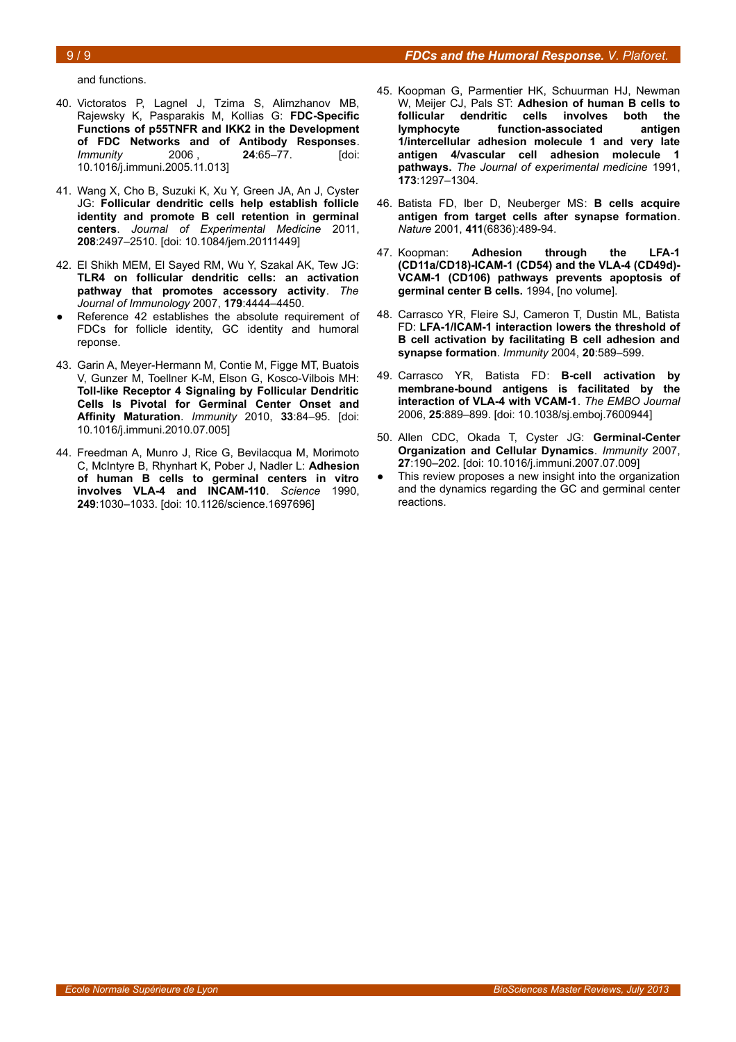and functions.

40. Victoratos P, Lagnel J, Tzima S, Alimzhanov MB, Rajewsky K, Pasparakis M, Kollias G: **FDC-Specific Functions of p55TNFR and IKK2 in the Development of FDC Networks and of Antibody Responses**. *Immunity* 2006 , **24**:65–77. [doi: 10.1016/j.immuni.2005.11.013]

41. Wang X, Cho B, Suzuki K, Xu Y, Green JA, An J, Cyster JG: **Follicular dendritic cells help establish follicle identity and promote B cell retention in germinal centers**. *Journal of Experimental Medicine* 2011, **208**:2497–2510. [doi: 10.1084/jem.20111449]

42. El Shikh MEM, El Sayed RM, Wu Y, Szakal AK, Tew JG: **TLR4 on follicular dendritic cells: an activation pathway that promotes accessory activity**. *The Journal of Immunology* 2007, **179**:4444–4450.
    - Reference 42 establishes the absolute requirement of FDCs for follicle identity, GC identity and humoral reponse.

43. Garin A, Meyer-Hermann M, Contie M, Figge MT, Buatois V, Gunzer M, Toellner K-M, Elson G, Kosco-Vilbois MH: **Toll-like Receptor 4 Signaling by Follicular Dendritic Cells Is Pivotal for Germinal Center Onset and Affinity Maturation**. *Immunity* 2010, **33**:84–95. [doi: 10.1016/j.immuni.2010.07.005]

44. Freedman A, Munro J, Rice G, Bevilacqua M, Morimoto C, McIntyre B, Rhynhart K, Pober J, Nadler L: **Adhesion of human B cells to germinal centers in vitro involves VLA-4 and INCAM-110**. *Science* 1990, **249**:1030–1033. [doi: 10.1126/science.1697696]

45. Koopman G, Parmentier HK, Schuurman HJ, Newman W, Meijer CJ, Pals ST: **Adhesion of human B cells to follicular dendritic cells involves both the lymphocyte function-associated antigen 1/intercellular adhesion molecule 1 and very late antigen 4/vascular cell adhesion molecule 1 pathways.** *The Journal of experimental medicine* 1991, **173**:1297–1304.

46. Batista FD, Iber D, Neuberger MS: **B cells acquire antigen from target cells after synapse formation**. *Nature* 2001, **411**(6836):489-94.

47. Koopman: **Adhesion through the LFA-1 (CD11a/CD18)-ICAM-1 (CD54) and the VLA-4 (CD49d)-VCAM-1 (CD106) pathways prevents apoptosis of germinal center B cells.** 1994, [no volume].

48. Carrasco YR, Fleire SJ, Cameron T, Dustin ML, Batista FD: **LFA-1/ICAM-1 interaction lowers the threshold of B cell activation by facilitating B cell adhesion and synapse formation**. *Immunity* 2004, **20**:589–599.

49. Carrasco YR, Batista FD: **B-cell activation by membrane-bound antigens is facilitated by the interaction of VLA-4 with VCAM-1**. *The EMBO Journal* 2006, **25**:889–899. [doi: 10.1038/sj.emboj.7600944]

50. Allen CDC, Okada T, Cyster JG: **Germinal-Center Organization and Cellular Dynamics**. *Immunity* 2007, **27**:190–202. [doi: 10.1016/j.immuni.2007.07.009]
    - This review proposes a new insight into the organization and the dynamics regarding the GC and germinal center reactions.